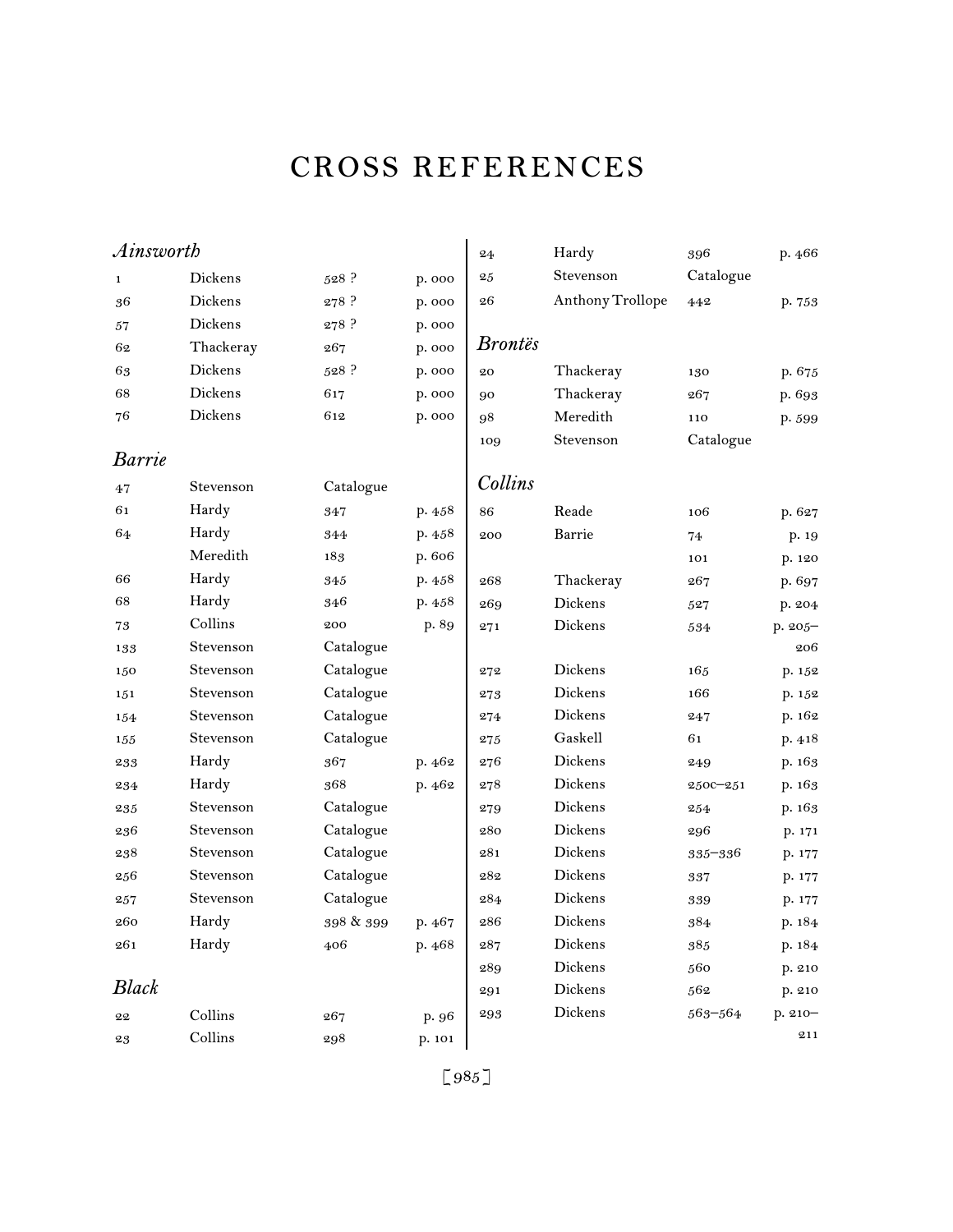# CROSS REFERENCES

## *Ainsworth*

| | | | |
|---|---|---|---|
| 1 | Dickens | 528 ? | p. 000 |
| 36 | Dickens | 278 ? | p. 000 |
| 57 | Dickens | 278 ? | p. 000 |
| 62 | Thackeray | 267 | p. 000 |
| 63 | Dickens | 528 ? | p. 000 |
| 68 | Dickens | 617 | p. 000 |
| 76 | Dickens | 612 | p. 000 |

## *Barrie*

| | | | |
|---|---|---|---|
| 47 | Stevenson | Catalogue | |
| 61 | Hardy | 347 | p. 458 |
| 64 | Hardy | 344 | p. 458 |
| | Meredith | 183 | p. 606 |
| 66 | Hardy | 345 | p. 458 |
| 68 | Hardy | 346 | p. 458 |
| 73 | Collins | 200 | p. 89 |
| 133 | Stevenson | Catalogue | |
| 150 | Stevenson | Catalogue | |
| 151 | Stevenson | Catalogue | |
| 154 | Stevenson | Catalogue | |
| 155 | Stevenson | Catalogue | |
| 233 | Hardy | 367 | p. 462 |
| 234 | Hardy | 368 | p. 462 |
| 235 | Stevenson | Catalogue | |
| 236 | Stevenson | Catalogue | |
| 238 | Stevenson | Catalogue | |
| 256 | Stevenson | Catalogue | |
| 257 | Stevenson | Catalogue | |
| 260 | Hardy | 398 & 399 | p. 467 |
| 261 | Hardy | 406 | p. 468 |

## *Black*

| | | | |
|---|---|---|---|
| 22 | Collins | 267 | p. 96 |
| 23 | Collins | 298 | p. 101 |
| 24 | Hardy | 396 | p. 466 |
| 25 | Stevenson | Catalogue | |
| 26 | Anthony Trollope | 442 | p. 753 |

## *Brontës*

| | | | |
|---|---|---|---|
| 20 | Thackeray | 130 | p. 675 |
| 90 | Thackeray | 267 | p. 693 |
| 98 | Meredith | 110 | p. 599 |
| 109 | Stevenson | Catalogue | |

## *Collins*

| | | | |
|---|---|---|---|
| 86 | Reade | 106 | p. 627 |
| 200 | Barrie | 74 | p. 19 |
| | | 101 | p. 120 |
| 268 | Thackeray | 267 | p. 697 |
| 269 | Dickens | 527 | p. 204 |
| 271 | Dickens | 534 | p. 205–206 |
| 272 | Dickens | 165 | p. 152 |
| 273 | Dickens | 166 | p. 152 |
| 274 | Dickens | 247 | p. 162 |
| 275 | Gaskell | 61 | p. 418 |
| 276 | Dickens | 249 | p. 163 |
| 278 | Dickens | 250c–251 | p. 163 |
| 279 | Dickens | 254 | p. 163 |
| 280 | Dickens | 296 | p. 171 |
| 281 | Dickens | 335–336 | p. 177 |
| 282 | Dickens | 337 | p. 177 |
| 284 | Dickens | 339 | p. 177 |
| 286 | Dickens | 384 | p. 184 |
| 287 | Dickens | 385 | p. 184 |
| 289 | Dickens | 560 | p. 210 |
| 291 | Dickens | 562 | p. 210 |
| 293 | Dickens | 563–564 | p. 210–211 |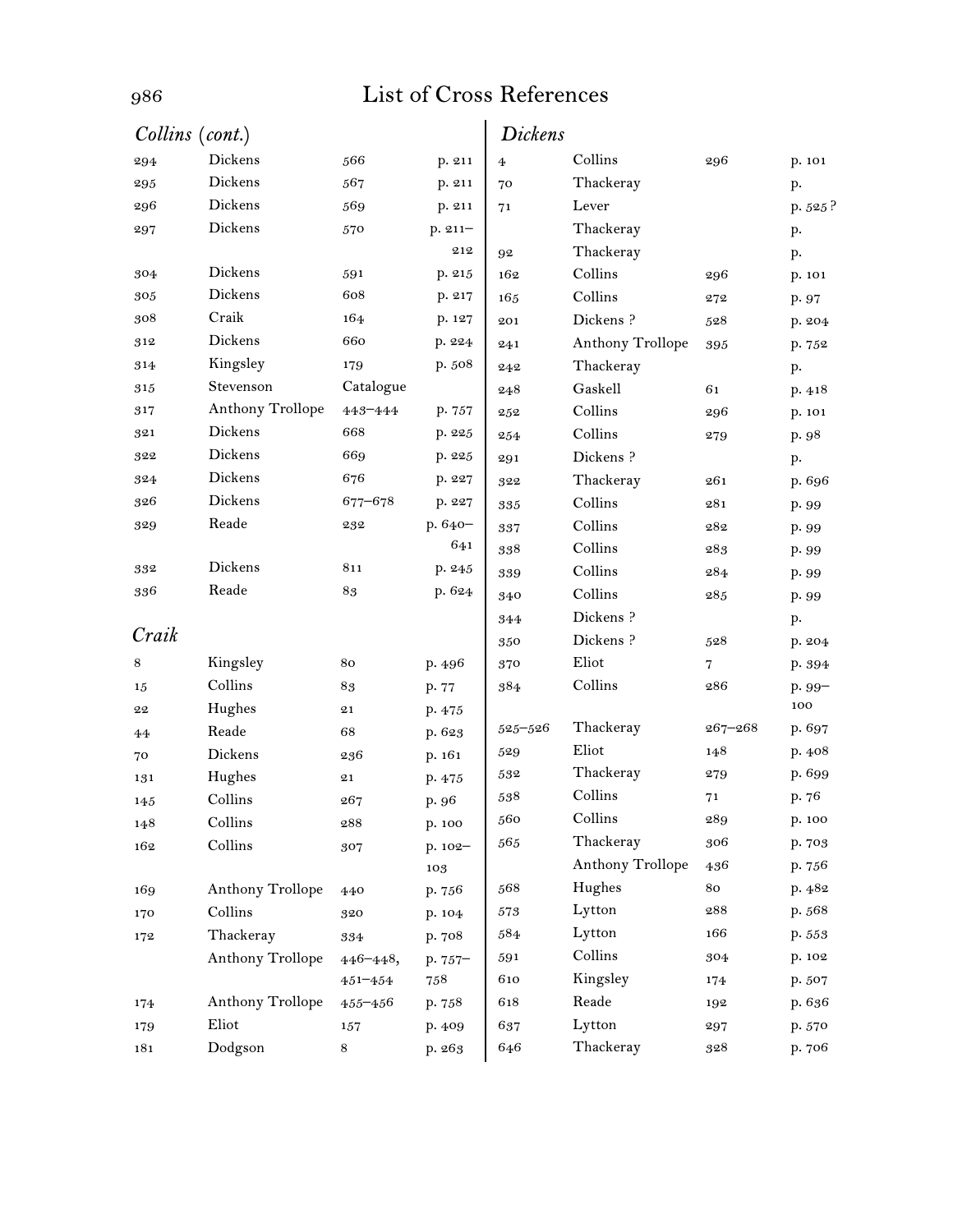## List of Cross References

### *Collins (cont.)*

| | | | |
|---|---|---|---|
| 294 | Dickens | 566 | p. 211 |
| 295 | Dickens | 567 | p. 211 |
| 296 | Dickens | 569 | p. 211 |
| 297 | Dickens | 570 | p. 211–212 |
| 304 | Dickens | 591 | p. 215 |
| 305 | Dickens | 608 | p. 217 |
| 308 | Craik | 164 | p. 127 |
| 312 | Dickens | 660 | p. 224 |
| 314 | Kingsley | 179 | p. 508 |
| 315 | Stevenson | Catalogue | |
| 317 | Anthony Trollope | 443–444 | p. 757 |
| 321 | Dickens | 668 | p. 225 |
| 322 | Dickens | 669 | p. 225 |
| 324 | Dickens | 676 | p. 227 |
| 326 | Dickens | 677–678 | p. 227 |
| 329 | Reade | 232 | p. 640–641 |
| 332 | Dickens | 811 | p. 245 |
| 336 | Reade | 83 | p. 624 |

### *Craik*

| | | | |
|---|---|---|---|
| 8 | Kingsley | 80 | p. 496 |
| 15 | Collins | 83 | p. 77 |
| 22 | Hughes | 21 | p. 475 |
| 44 | Reade | 68 | p. 623 |
| 70 | Dickens | 236 | p. 161 |
| 131 | Hughes | 21 | p. 475 |
| 145 | Collins | 267 | p. 96 |
| 148 | Collins | 288 | p. 100 |
| 162 | Collins | 307 | p. 102–103 |
| 169 | Anthony Trollope | 440 | p. 756 |
| 170 | Collins | 320 | p. 104 |
| 172 | Thackeray | 334 | p. 708 |
| | Anthony Trollope | 446–448, 451–454 | p. 757–758 |
| 174 | Anthony Trollope | 455–456 | p. 758 |
| 179 | Eliot | 157 | p. 409 |
| 181 | Dodgson | 8 | p. 263 |

### *Dickens*

| | | | |
|---|---|---|---|
| 4 | Collins | 296 | p. 101 |
| 70 | Thackeray | | p. |
| 71 | Lever | | p. 525 ? |
| | Thackeray | | p. |
| 92 | Thackeray | | p. |
| 162 | Collins | 296 | p. 101 |
| 165 | Collins | 272 | p. 97 |
| 201 | Dickens ? | 528 | p. 204 |
| 241 | Anthony Trollope | 395 | p. 752 |
| 242 | Thackeray | | p. |
| 248 | Gaskell | 61 | p. 418 |
| 252 | Collins | 296 | p. 101 |
| 254 | Collins | 279 | p. 98 |
| 291 | Dickens ? | | p. |
| 322 | Thackeray | 261 | p. 696 |
| 335 | Collins | 281 | p. 99 |
| 337 | Collins | 282 | p. 99 |
| 338 | Collins | 283 | p. 99 |
| 339 | Collins | 284 | p. 99 |
| 340 | Collins | 285 | p. 99 |
| 344 | Dickens ? | | p. |
| 350 | Dickens ? | 528 | p. 204 |
| 370 | Eliot | 7 | p. 394 |
| 384 | Collins | 286 | p. 99–100 |
| 525–526 | Thackeray | 267–268 | p. 697 |
| 529 | Eliot | 148 | p. 408 |
| 532 | Thackeray | 279 | p. 699 |
| 538 | Collins | 71 | p. 76 |
| 560 | Collins | 289 | p. 100 |
| 565 | Thackeray | 306 | p. 703 |
| | Anthony Trollope | 436 | p. 756 |
| 568 | Hughes | 80 | p. 482 |
| 573 | Lytton | 288 | p. 568 |
| 584 | Lytton | 166 | p. 553 |
| 591 | Collins | 304 | p. 102 |
| 610 | Kingsley | 174 | p. 507 |
| 618 | Reade | 192 | p. 636 |
| 637 | Lytton | 297 | p. 570 |
| 646 | Thackeray | 328 | p. 706 |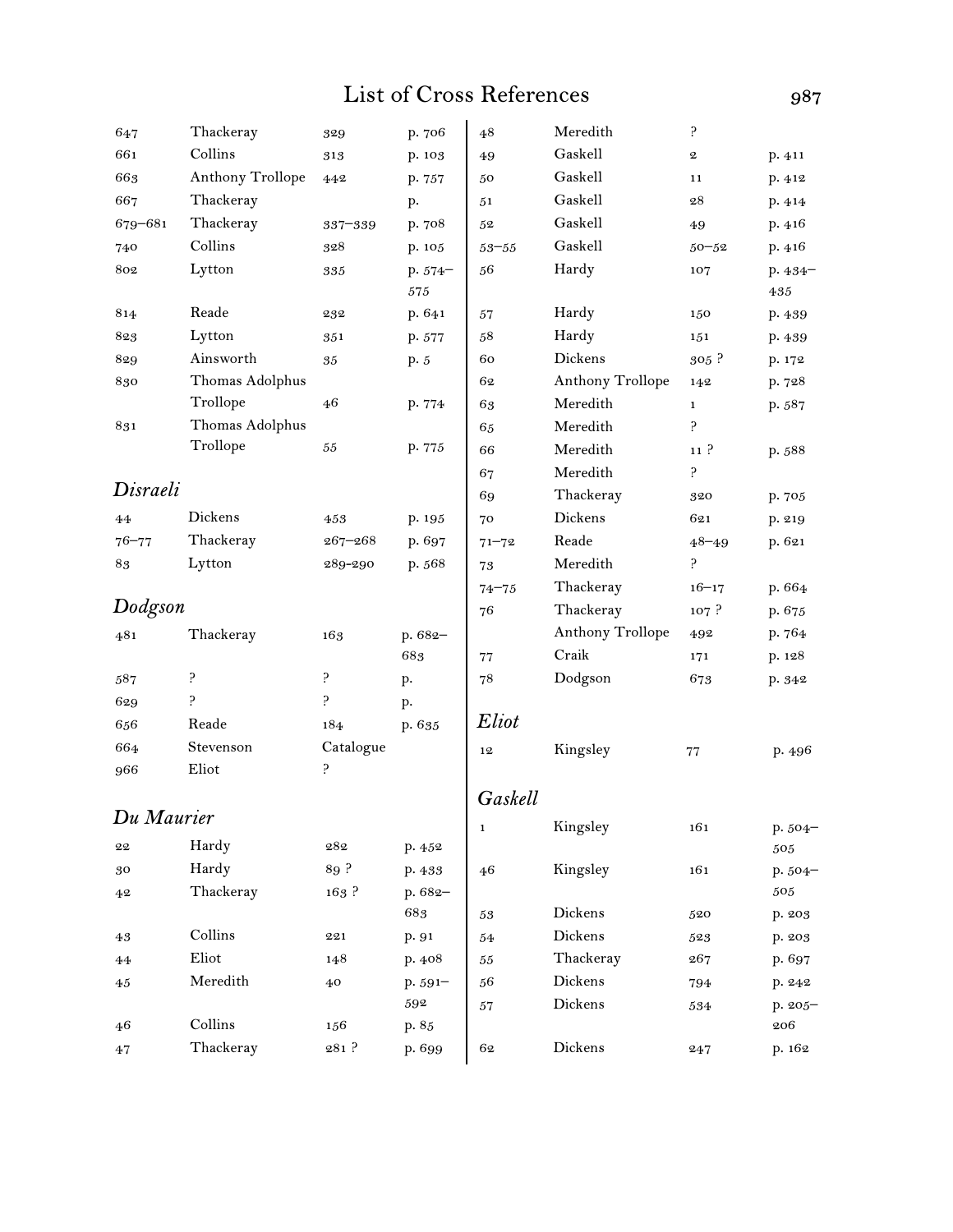## List of Cross References

| | | | |
|---|---|---|---|
| 647 | Thackeray | 329 | p. 706 |
| 661 | Collins | 313 | p. 103 |
| 663 | Anthony Trollope | 442 | p. 757 |
| 667 | Thackeray | | p. |
| 679–681 | Thackeray | 337–339 | p. 708 |
| 740 | Collins | 328 | p. 105 |
| 802 | Lytton | 335 | p. 574–575 |
| 814 | Reade | 232 | p. 641 |
| 823 | Lytton | 351 | p. 577 |
| 829 | Ainsworth | 35 | p. 5 |
| 830 | Thomas Adolphus Trollope | 46 | p. 774 |
| 831 | Thomas Adolphus Trollope | 55 | p. 775 |

### *Disraeli*

| | | | |
|---|---|---|---|
| 44 | Dickens | 453 | p. 195 |
| 76–77 | Thackeray | 267–268 | p. 697 |
| 83 | Lytton | 289-290 | p. 568 |

### *Dodgson*

| | | | |
|---|---|---|---|
| 481 | Thackeray | 163 | p. 682–683 |
| 587 | ? | ? | p. |
| 629 | ? | ? | p. |
| 656 | Reade | 184 | p. 635 |
| 664 | Stevenson | Catalogue | |
| 966 | Eliot | ? | |

### *Du Maurier*

| | | | |
|---|---|---|---|
| 22 | Hardy | 282 | p. 452 |
| 30 | Hardy | 89 ? | p. 433 |
| 42 | Thackeray | 163 ? | p. 682–683 |
| 43 | Collins | 221 | p. 91 |
| 44 | Eliot | 148 | p. 408 |
| 45 | Meredith | 40 | p. 591–592 |
| 46 | Collins | 156 | p. 85 |
| 47 | Thackeray | 281 ? | p. 699 |
| 48 | Meredith | ? | |
| 49 | Gaskell | 2 | p. 411 |
| 50 | Gaskell | 11 | p. 412 |
| 51 | Gaskell | 28 | p. 414 |
| 52 | Gaskell | 49 | p. 416 |
| 53–55 | Gaskell | 50–52 | p. 416 |
| 56 | Hardy | 107 | p. 434–435 |
| 57 | Hardy | 150 | p. 439 |
| 58 | Hardy | 151 | p. 439 |
| 60 | Dickens | 305 ? | p. 172 |
| 62 | Anthony Trollope | 142 | p. 728 |
| 63 | Meredith | 1 | p. 587 |
| 65 | Meredith | ? | |
| 66 | Meredith | 11 ? | p. 588 |
| 67 | Meredith | ? | |
| 69 | Thackeray | 320 | p. 705 |
| 70 | Dickens | 621 | p. 219 |
| 71–72 | Reade | 48–49 | p. 621 |
| 73 | Meredith | ? | |
| 74–75 | Thackeray | 16–17 | p. 664 |
| 76 | Thackeray | 107 ? | p. 675 |
| | Anthony Trollope | 492 | p. 764 |
| 77 | Craik | 171 | p. 128 |
| 78 | Dodgson | 673 | p. 342 |

### *Eliot*

| | | | |
|---|---|---|---|
| 12 | Kingsley | 77 | p. 496 |

### *Gaskell*

| | | | |
|---|---|---|---|
| 1 | Kingsley | 161 | p. 504–505 |
| 46 | Kingsley | 161 | p. 504–505 |
| 53 | Dickens | 520 | p. 203 |
| 54 | Dickens | 523 | p. 203 |
| 55 | Thackeray | 267 | p. 697 |
| 56 | Dickens | 794 | p. 242 |
| 57 | Dickens | 534 | p. 205–206 |
| 62 | Dickens | 247 | p. 162 |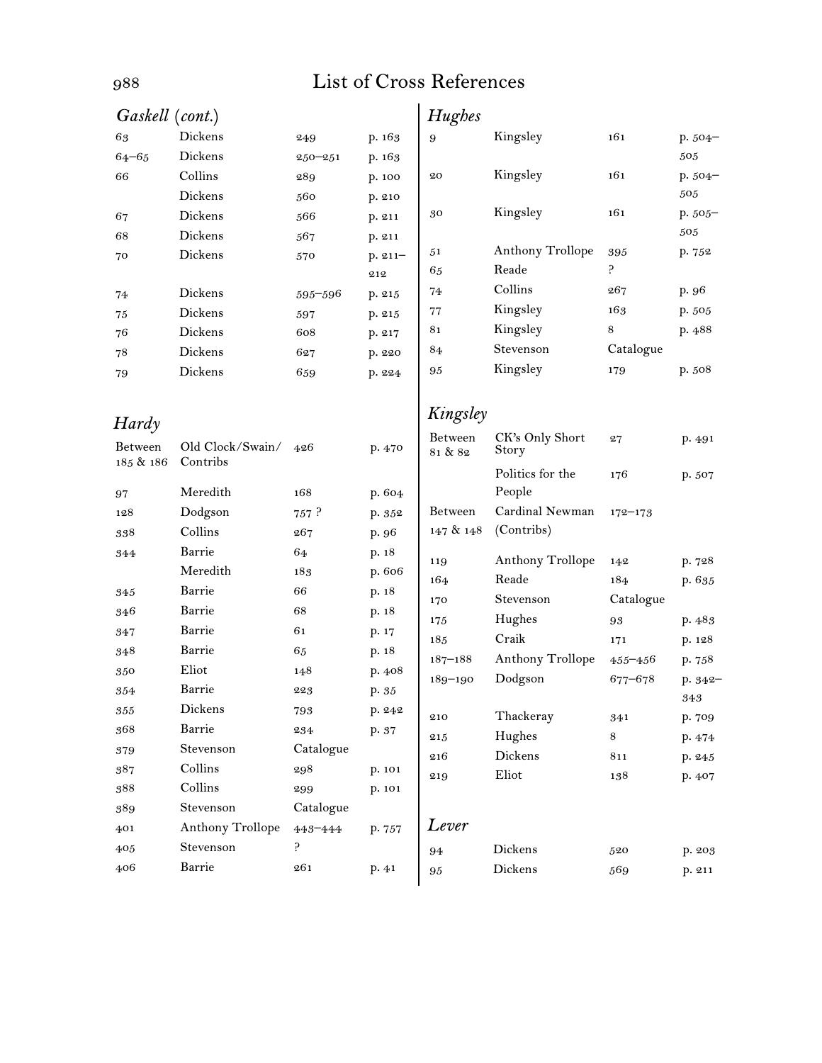## *Gaskell* (*cont.*)

| | | | |
|---|---|---|---|
| 63 | Dickens | 249 | p. 163 |
| 64–65 | Dickens | 250–251 | p. 163 |
| 66 | Collins | 289 | p. 100 |
| | Dickens | 560 | p. 210 |
| 67 | Dickens | 566 | p. 211 |
| 68 | Dickens | 567 | p. 211 |
| 70 | Dickens | 570 | p. 211–212 |
| 74 | Dickens | 595–596 | p. 215 |
| 75 | Dickens | 597 | p. 215 |
| 76 | Dickens | 608 | p. 217 |
| 78 | Dickens | 627 | p. 220 |
| 79 | Dickens | 659 | p. 224 |

## *Hardy*

| | | | |
|---|---|---|---|
| Between 185 & 186 | Old Clock/Swain/ Contribs | 426 | p. 470 |
| 97 | Meredith | 168 | p. 604 |
| 128 | Dodgson | 757 ? | p. 352 |
| 338 | Collins | 267 | p. 96 |
| 344 | Barrie | 64 | p. 18 |
| | Meredith | 183 | p. 606 |
| 345 | Barrie | 66 | p. 18 |
| 346 | Barrie | 68 | p. 18 |
| 347 | Barrie | 61 | p. 17 |
| 348 | Barrie | 65 | p. 18 |
| 350 | Eliot | 148 | p. 408 |
| 354 | Barrie | 223 | p. 35 |
| 355 | Dickens | 793 | p. 242 |
| 368 | Barrie | 234 | p. 37 |
| 379 | Stevenson | Catalogue | |
| 387 | Collins | 298 | p. 101 |
| 388 | Collins | 299 | p. 101 |
| 389 | Stevenson | Catalogue | |
| 401 | Anthony Trollope | 443–444 | p. 757 |
| 405 | Stevenson | ? | |
| 406 | Barrie | 261 | p. 41 |

## *Hughes*

| | | | |
|---|---|---|---|
| 9 | Kingsley | 161 | p. 504–505 |
| 20 | Kingsley | 161 | p. 504–505 |
| 30 | Kingsley | 161 | p. 505–505 |
| 51 | Anthony Trollope | 395 | p. 752 |
| 65 | Reade | ? | |
| 74 | Collins | 267 | p. 96 |
| 77 | Kingsley | 163 | p. 505 |
| 81 | Kingsley | 8 | p. 488 |
| 84 | Stevenson | Catalogue | |
| 95 | Kingsley | 179 | p. 508 |

## *Kingsley*

| | | | |
|---|---|---|---|
| Between 81 & 82 | CK's Only Short Story | 27 | p. 491 |
| | Politics for the People | 176 | p. 507 |
| Between 147 & 148 | Cardinal Newman (Contribs) | 172–173 | |
| 119 | Anthony Trollope | 142 | p. 728 |
| 164 | Reade | 184 | p. 635 |
| 170 | Stevenson | Catalogue | |
| 175 | Hughes | 93 | p. 483 |
| 185 | Craik | 171 | p. 128 |
| 187–188 | Anthony Trollope | 455–456 | p. 758 |
| 189–190 | Dodgson | 677–678 | p. 342–343 |
| 210 | Thackeray | 341 | p. 709 |
| 215 | Hughes | 8 | p. 474 |
| 216 | Dickens | 811 | p. 245 |
| 219 | Eliot | 138 | p. 407 |

## *Lever*

| | | | |
|---|---|---|---|
| 94 | Dickens | 520 | p. 203 |
| 95 | Dickens | 569 | p. 211 |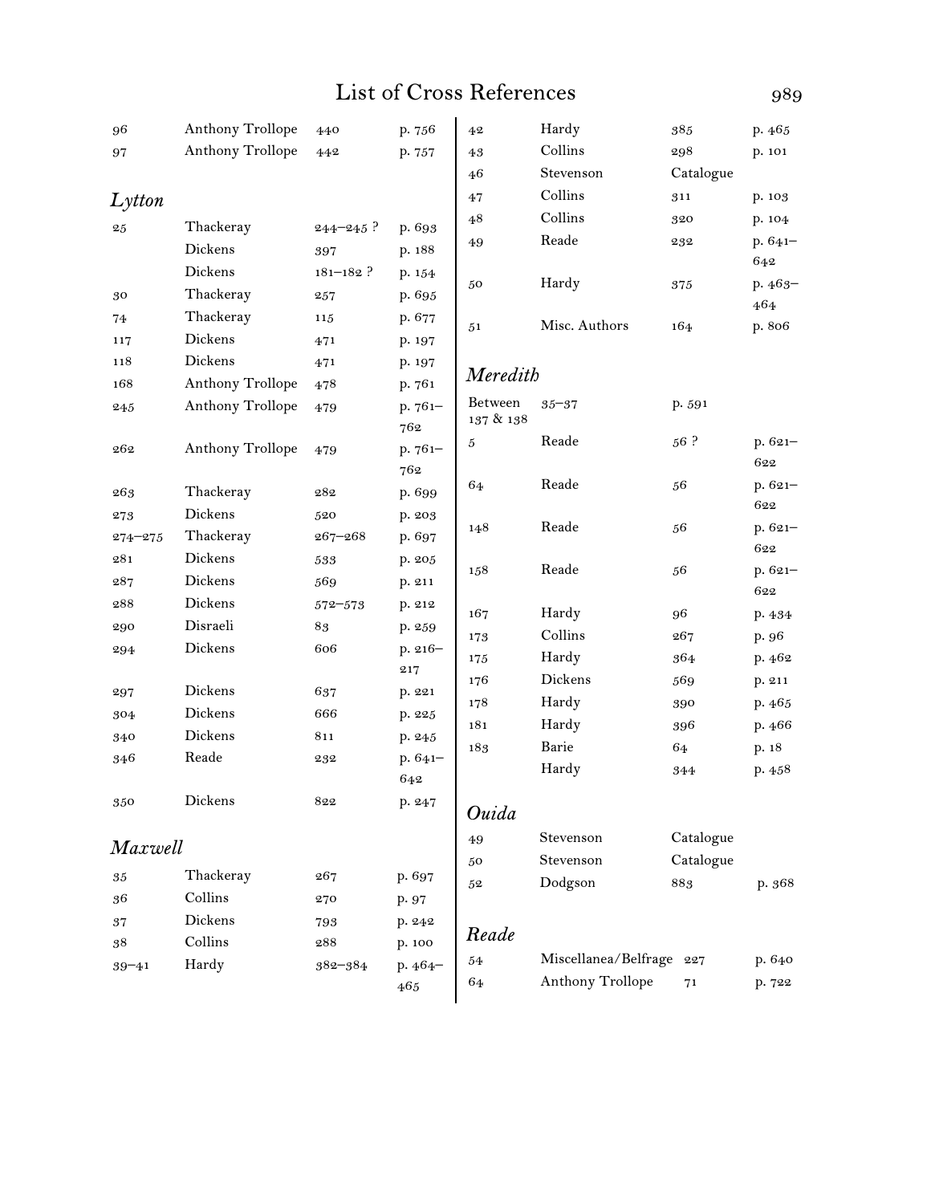| | | | |
|---|---|---|---|
| 96 | Anthony Trollope | 440 | p. 756 |
| 97 | Anthony Trollope | 442 | p. 757 |

## *Lytton*

| | | | |
|---|---|---|---|
| 25 | Thackeray | 244–245 ? | p. 693 |
| | Dickens | 397 | p. 188 |
| | Dickens | 181–182 ? | p. 154 |
| 30 | Thackeray | 257 | p. 695 |
| 74 | Thackeray | 115 | p. 677 |
| 117 | Dickens | 471 | p. 197 |
| 118 | Dickens | 471 | p. 197 |
| 168 | Anthony Trollope | 478 | p. 761 |
| 245 | Anthony Trollope | 479 | p. 761–762 |
| 262 | Anthony Trollope | 479 | p. 761–762 |
| 263 | Thackeray | 282 | p. 699 |
| 273 | Dickens | 520 | p. 203 |
| 274–275 | Thackeray | 267–268 | p. 697 |
| 281 | Dickens | 533 | p. 205 |
| 287 | Dickens | 569 | p. 211 |
| 288 | Dickens | 572–573 | p. 212 |
| 290 | Disraeli | 83 | p. 259 |
| 294 | Dickens | 606 | p. 216–217 |
| 297 | Dickens | 637 | p. 221 |
| 304 | Dickens | 666 | p. 225 |
| 340 | Dickens | 811 | p. 245 |
| 346 | Reade | 232 | p. 641–642 |
| 350 | Dickens | 822 | p. 247 |

## *Maxwell*

| | | | |
|---|---|---|---|
| 35 | Thackeray | 267 | p. 697 |
| 36 | Collins | 270 | p. 97 |
| 37 | Dickens | 793 | p. 242 |
| 38 | Collins | 288 | p. 100 |
| 39–41 | Hardy | 382–384 | p. 464–465 |
| 42 | Hardy | 385 | p. 465 |
| 43 | Collins | 298 | p. 101 |
| 46 | Stevenson | Catalogue | |
| 47 | Collins | 311 | p. 103 |
| 48 | Collins | 320 | p. 104 |
| 49 | Reade | 232 | p. 641–642 |
| 50 | Hardy | 375 | p. 463–464 |
| 51 | Misc. Authors | 164 | p. 806 |

## *Meredith*

| | | | |
|---|---|---|---|
| Between 137 & 138 | 35–37 | p. 591 | |
| 5 | Reade | 56 ? | p. 621–622 |
| 64 | Reade | 56 | p. 621–622 |
| 148 | Reade | 56 | p. 621–622 |
| 158 | Reade | 56 | p. 621–622 |
| 167 | Hardy | 96 | p. 434 |
| 173 | Collins | 267 | p. 96 |
| 175 | Hardy | 364 | p. 462 |
| 176 | Dickens | 569 | p. 211 |
| 178 | Hardy | 390 | p. 465 |
| 181 | Hardy | 396 | p. 466 |
| 183 | Barie | 64 | p. 18 |
| | Hardy | 344 | p. 458 |

## *Ouida*

| | | | |
|---|---|---|---|
| 49 | Stevenson | Catalogue | |
| 50 | Stevenson | Catalogue | |
| 52 | Dodgson | 883 | p. 368 |

## *Reade*

| | | | |
|---|---|---|---|
| 54 | Miscellanea/Belfrage | 227 | p. 640 |
| 64 | Anthony Trollope | 71 | p. 722 |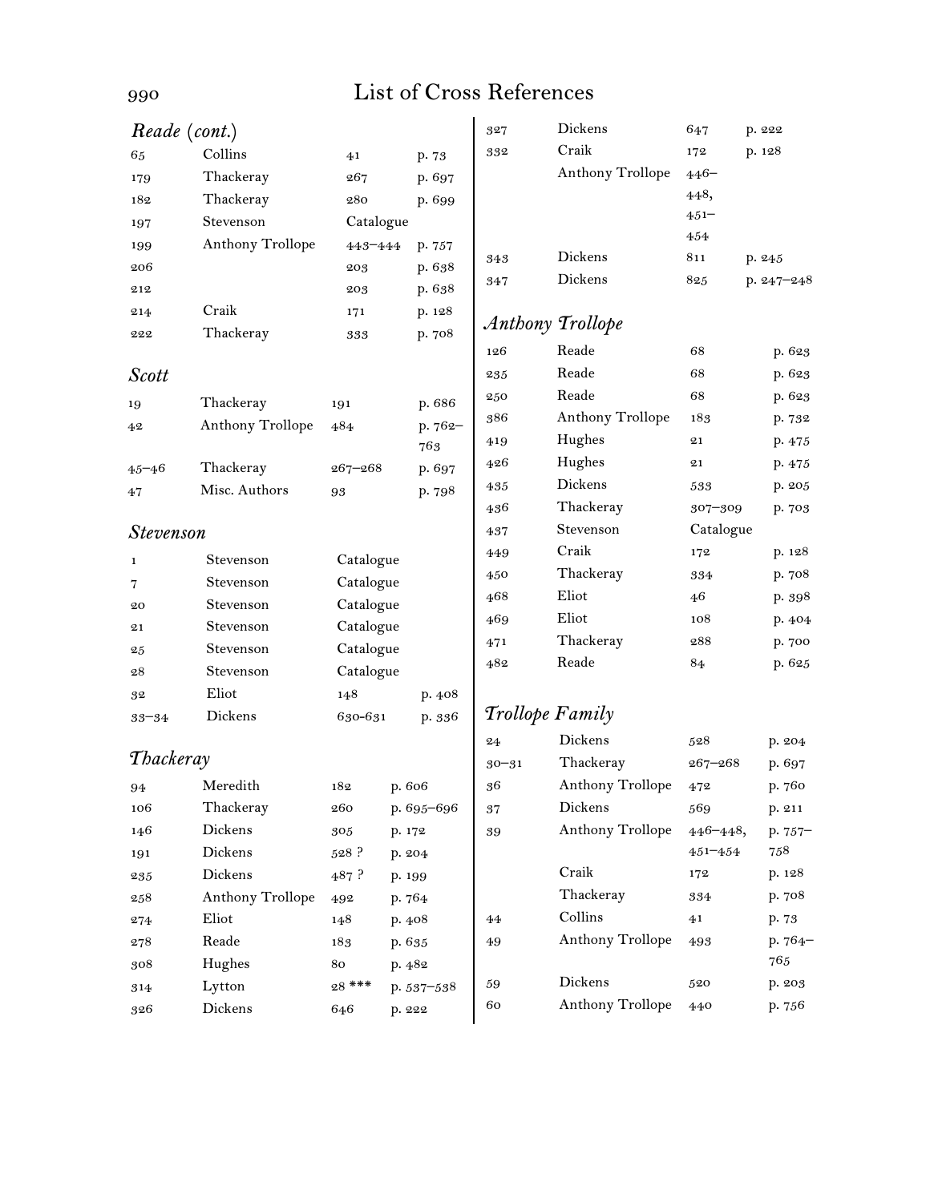## *Reade* (*cont.*)

| | | | |
|---|---|---|---|
| 65 | Collins | 41 | p. 73 |
| 179 | Thackeray | 267 | p. 697 |
| 182 | Thackeray | 280 | p. 699 |
| 197 | Stevenson | Catalogue | |
| 199 | Anthony Trollope | 443–444 | p. 757 |
| 206 | | 203 | p. 638 |
| 212 | | 203 | p. 638 |
| 214 | Craik | 171 | p. 128 |
| 222 | Thackeray | 333 | p. 708 |

## *Scott*

| | | | |
|---|---|---|---|
| 19 | Thackeray | 191 | p. 686 |
| 42 | Anthony Trollope | 484 | p. 762–763 |
| 45–46 | Thackeray | 267–268 | p. 697 |
| 47 | Misc. Authors | 93 | p. 798 |

## *Stevenson*

| | | | |
|---|---|---|---|
| 1 | Stevenson | Catalogue | |
| 7 | Stevenson | Catalogue | |
| 20 | Stevenson | Catalogue | |
| 21 | Stevenson | Catalogue | |
| 25 | Stevenson | Catalogue | |
| 28 | Stevenson | Catalogue | |
| 32 | Eliot | 148 | p. 408 |
| 33–34 | Dickens | 630-631 | p. 336 |

## *Thackeray*

| | | | |
|---|---|---|---|
| 94 | Meredith | 182 | p. 606 |
| 106 | Thackeray | 260 | p. 695–696 |
| 146 | Dickens | 305 | p. 172 |
| 191 | Dickens | 528 ? | p. 204 |
| 235 | Dickens | 487 ? | p. 199 |
| 258 | Anthony Trollope | 492 | p. 764 |
| 274 | Eliot | 148 | p. 408 |
| 278 | Reade | 183 | p. 635 |
| 308 | Hughes | 80 | p. 482 |
| 314 | Lytton | 28 *** | p. 537–538 |
| 326 | Dickens | 646 | p. 222 |
| 327 | Dickens | 647 | p. 222 |
| 332 | Craik | 172 | p. 128 |
| | Anthony Trollope | 446–448, 451–454 | |
| 343 | Dickens | 811 | p. 245 |
| 347 | Dickens | 825 | p. 247–248 |

## *Anthony Trollope*

| | | | |
|---|---|---|---|
| 126 | Reade | 68 | p. 623 |
| 235 | Reade | 68 | p. 623 |
| 250 | Reade | 68 | p. 623 |
| 386 | Anthony Trollope | 183 | p. 732 |
| 419 | Hughes | 21 | p. 475 |
| 426 | Hughes | 21 | p. 475 |
| 435 | Dickens | 533 | p. 205 |
| 436 | Thackeray | 307–309 | p. 703 |
| 437 | Stevenson | Catalogue | |
| 449 | Craik | 172 | p. 128 |
| 450 | Thackeray | 334 | p. 708 |
| 468 | Eliot | 46 | p. 398 |
| 469 | Eliot | 108 | p. 404 |
| 471 | Thackeray | 288 | p. 700 |
| 482 | Reade | 84 | p. 625 |

## *Trollope Family*

| | | | |
|---|---|---|---|
| 24 | Dickens | 528 | p. 204 |
| 30–31 | Thackeray | 267–268 | p. 697 |
| 36 | Anthony Trollope | 472 | p. 760 |
| 37 | Dickens | 569 | p. 211 |
| 39 | Anthony Trollope | 446–448, 451–454 | p. 757–758 |
| | Craik | 172 | p. 128 |
| | Thackeray | 334 | p. 708 |
| 44 | Collins | 41 | p. 73 |
| 49 | Anthony Trollope | 493 | p. 764–765 |
| 59 | Dickens | 520 | p. 203 |
| 60 | Anthony Trollope | 440 | p. 756 |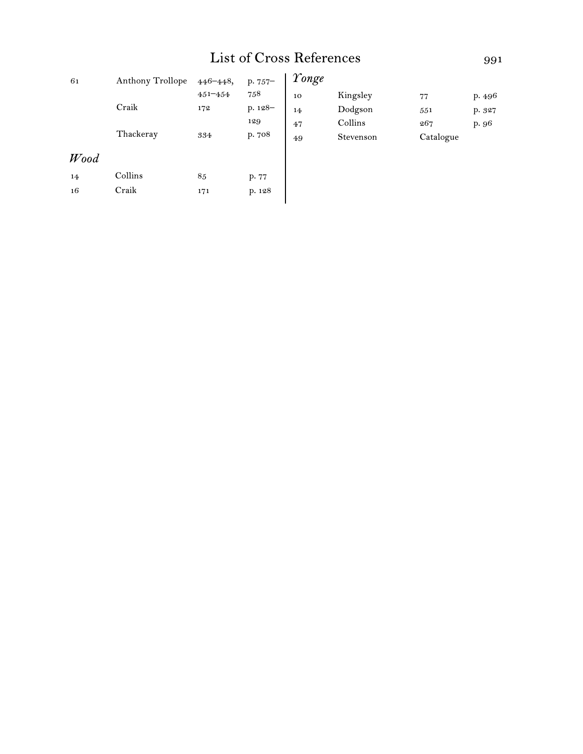| | | | |
|---|---|---|---|
| 61 | Anthony Trollope | 446–448, 451–454 | p. 757–758 |
| | Craik | 172 | p. 128–129 |
| | Thackeray | 334 | p. 708 |

## *Wood*

| | | | |
|---|---|---|---|
| 14 | Collins | 85 | p. 77 |
| 16 | Craik | 171 | p. 128 |

## *Yonge*

| | | | |
|---|---|---|---|
| 10 | Kingsley | 77 | p. 496 |
| 14 | Dodgson | 551 | p. 327 |
| 47 | Collins | 267 | p. 96 |
| 49 | Stevenson | Catalogue | |